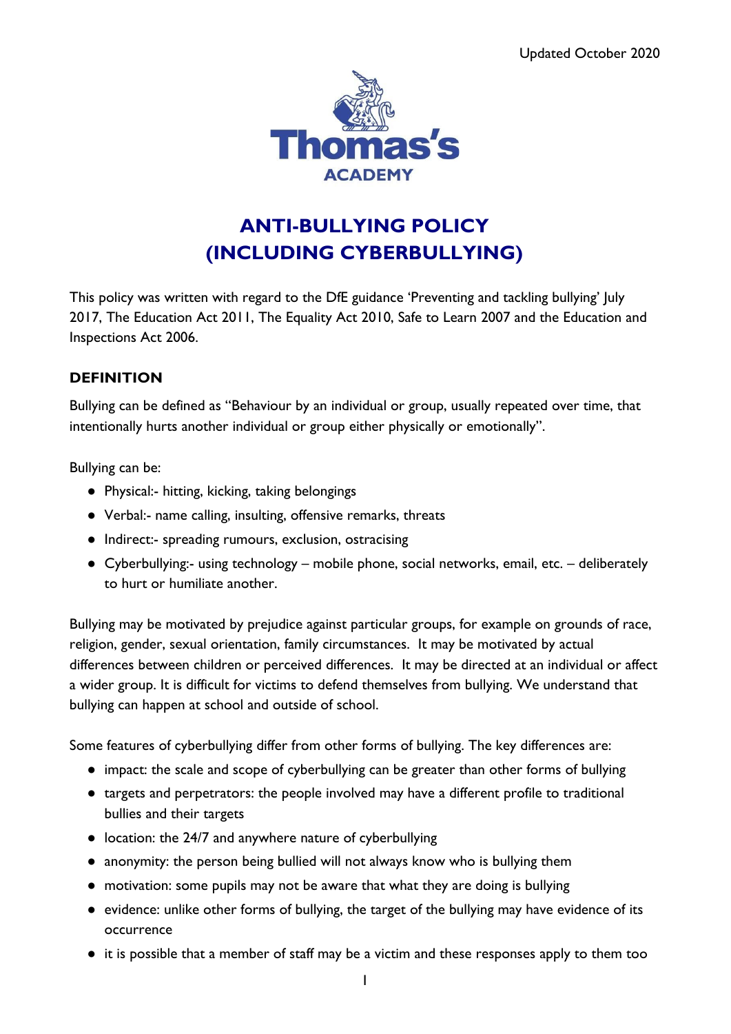Updated October 2020

Thomas's ACADEMY

# ANTI-BULLYING POLICY (INCLUDING CYBERBULLYING)

This policy was written with regard to the DfE guidance 'Preventing and tackling bullying' July 2017, The Education Act 2011, The Equality Act 2010, Safe to Learn 2007 and the Education and Inspections Act 2006.

## DEFINITION

Bullying can be defined as "Behaviour by an individual or group, usually repeated over time, that intentionally hurts another individual or group either physically or emotionally".

Bullying can be:

- Physical:- hitting, kicking, taking belongings
- Verbal:- name calling, insulting, offensive remarks, threats
- Indirect:- spreading rumours, exclusion, ostracising
- Cyberbullying:- using technology – mobile phone, social networks, email, etc. – deliberately to hurt or humiliate another.

Bullying may be motivated by prejudice against particular groups, for example on grounds of race, religion, gender, sexual orientation, family circumstances. It may be motivated by actual differences between children or perceived differences. It may be directed at an individual or affect a wider group. It is difficult for victims to defend themselves from bullying. We understand that bullying can happen at school and outside of school.

Some features of cyberbullying differ from other forms of bullying. The key differences are:

- impact: the scale and scope of cyberbullying can be greater than other forms of bullying
- targets and perpetrators: the people involved may have a different profile to traditional bullies and their targets
- location: the 24/7 and anywhere nature of cyberbullying
- anonymity: the person being bullied will not always know who is bullying them
- motivation: some pupils may not be aware that what they are doing is bullying
- evidence: unlike other forms of bullying, the target of the bullying may have evidence of its occurrence
- it is possible that a member of staff may be a victim and these responses apply to them too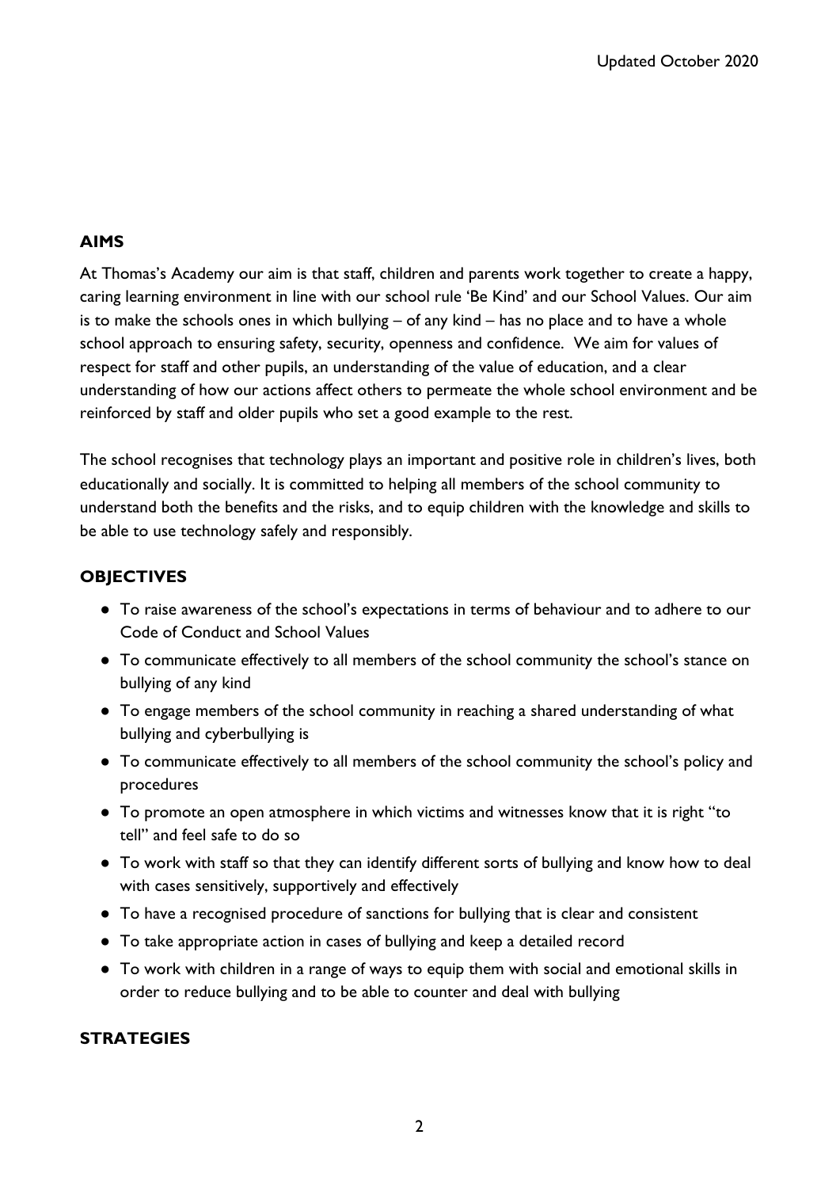## AIMS

At Thomas's Academy our aim is that staff, children and parents work together to create a happy, caring learning environment in line with our school rule 'Be Kind' and our School Values. Our aim is to make the schools ones in which bullying – of any kind – has no place and to have a whole school approach to ensuring safety, security, openness and confidence. We aim for values of respect for staff and other pupils, an understanding of the value of education, and a clear understanding of how our actions affect others to permeate the whole school environment and be reinforced by staff and older pupils who set a good example to the rest.

The school recognises that technology plays an important and positive role in children's lives, both educationally and socially. It is committed to helping all members of the school community to understand both the benefits and the risks, and to equip children with the knowledge and skills to be able to use technology safely and responsibly.

## OBJECTIVES

- To raise awareness of the school's expectations in terms of behaviour and to adhere to our Code of Conduct and School Values
- To communicate effectively to all members of the school community the school's stance on bullying of any kind
- To engage members of the school community in reaching a shared understanding of what bullying and cyberbullying is
- To communicate effectively to all members of the school community the school's policy and procedures
- To promote an open atmosphere in which victims and witnesses know that it is right "to tell" and feel safe to do so
- To work with staff so that they can identify different sorts of bullying and know how to deal with cases sensitively, supportively and effectively
- To have a recognised procedure of sanctions for bullying that is clear and consistent
- To take appropriate action in cases of bullying and keep a detailed record
- To work with children in a range of ways to equip them with social and emotional skills in order to reduce bullying and to be able to counter and deal with bullying

## STRATEGIES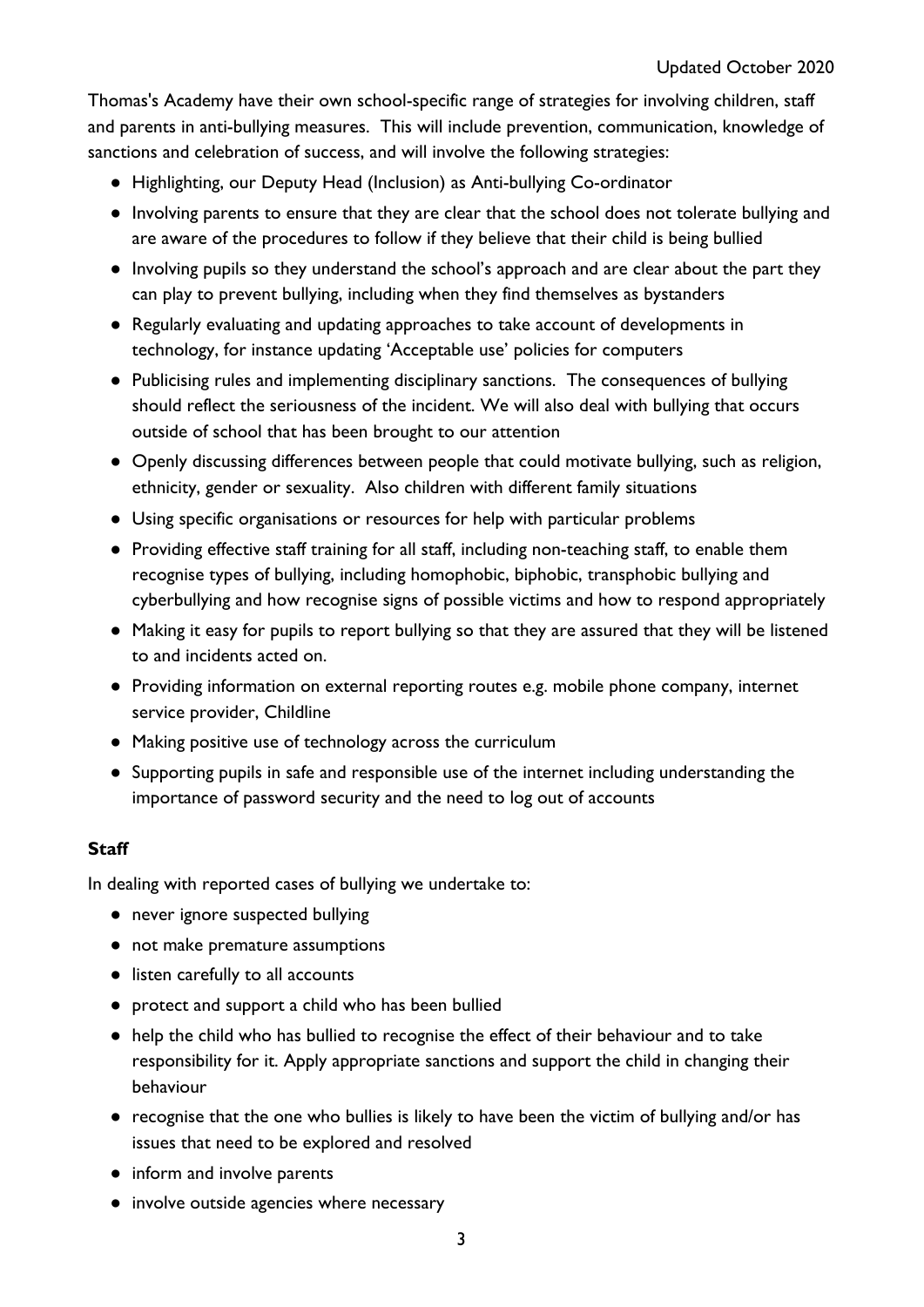Thomas's Academy have their own school-specific range of strategies for involving children, staff and parents in anti-bullying measures. This will include prevention, communication, knowledge of sanctions and celebration of success, and will involve the following strategies:

- Highlighting, our Deputy Head (Inclusion) as Anti-bullying Co-ordinator
- Involving parents to ensure that they are clear that the school does not tolerate bullying and are aware of the procedures to follow if they believe that their child is being bullied
- Involving pupils so they understand the school's approach and are clear about the part they can play to prevent bullying, including when they find themselves as bystanders
- Regularly evaluating and updating approaches to take account of developments in technology, for instance updating 'Acceptable use' policies for computers
- Publicising rules and implementing disciplinary sanctions. The consequences of bullying should reflect the seriousness of the incident. We will also deal with bullying that occurs outside of school that has been brought to our attention
- Openly discussing differences between people that could motivate bullying, such as religion, ethnicity, gender or sexuality. Also children with different family situations
- Using specific organisations or resources for help with particular problems
- Providing effective staff training for all staff, including non-teaching staff, to enable them recognise types of bullying, including homophobic, biphobic, transphobic bullying and cyberbullying and how recognise signs of possible victims and how to respond appropriately
- Making it easy for pupils to report bullying so that they are assured that they will be listened to and incidents acted on.
- Providing information on external reporting routes e.g. mobile phone company, internet service provider, Childline
- Making positive use of technology across the curriculum
- Supporting pupils in safe and responsible use of the internet including understanding the importance of password security and the need to log out of accounts

**Staff**

In dealing with reported cases of bullying we undertake to:

- never ignore suspected bullying
- not make premature assumptions
- listen carefully to all accounts
- protect and support a child who has been bullied
- help the child who has bullied to recognise the effect of their behaviour and to take responsibility for it. Apply appropriate sanctions and support the child in changing their behaviour
- recognise that the one who bullies is likely to have been the victim of bullying and/or has issues that need to be explored and resolved
- inform and involve parents
- involve outside agencies where necessary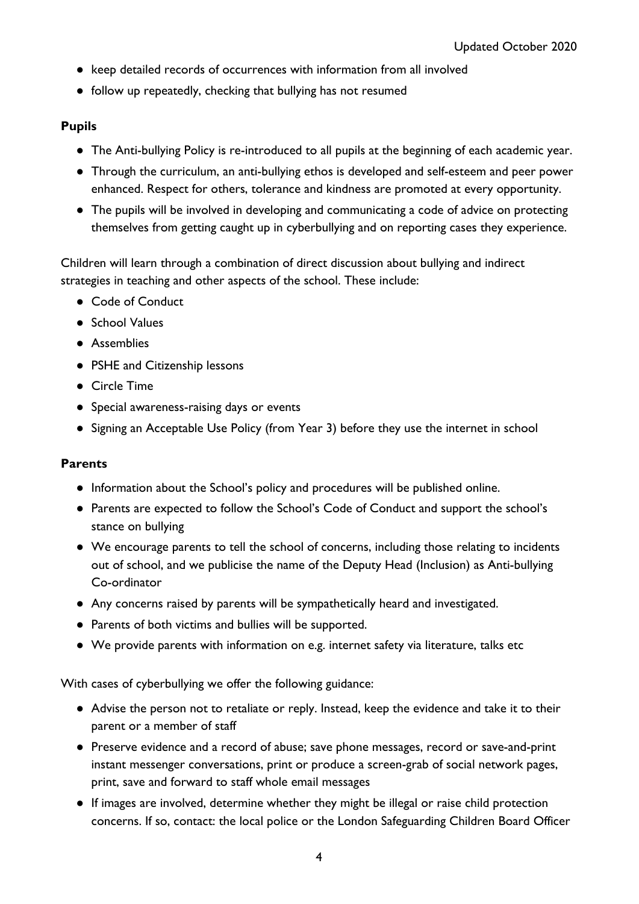- keep detailed records of occurrences with information from all involved
- follow up repeatedly, checking that bullying has not resumed

**Pupils**

- The Anti-bullying Policy is re-introduced to all pupils at the beginning of each academic year.
- Through the curriculum, an anti-bullying ethos is developed and self-esteem and peer power enhanced. Respect for others, tolerance and kindness are promoted at every opportunity.
- The pupils will be involved in developing and communicating a code of advice on protecting themselves from getting caught up in cyberbullying and on reporting cases they experience.

Children will learn through a combination of direct discussion about bullying and indirect strategies in teaching and other aspects of the school. These include:

- Code of Conduct
- School Values
- Assemblies
- PSHE and Citizenship lessons
- Circle Time
- Special awareness-raising days or events
- Signing an Acceptable Use Policy (from Year 3) before they use the internet in school

**Parents**

- Information about the School's policy and procedures will be published online.
- Parents are expected to follow the School's Code of Conduct and support the school's stance on bullying
- We encourage parents to tell the school of concerns, including those relating to incidents out of school, and we publicise the name of the Deputy Head (Inclusion) as Anti-bullying Co-ordinator
- Any concerns raised by parents will be sympathetically heard and investigated.
- Parents of both victims and bullies will be supported.
- We provide parents with information on e.g. internet safety via literature, talks etc

With cases of cyberbullying we offer the following guidance:

- Advise the person not to retaliate or reply. Instead, keep the evidence and take it to their parent or a member of staff
- Preserve evidence and a record of abuse; save phone messages, record or save-and-print instant messenger conversations, print or produce a screen-grab of social network pages, print, save and forward to staff whole email messages
- If images are involved, determine whether they might be illegal or raise child protection concerns. If so, contact: the local police or the London Safeguarding Children Board Officer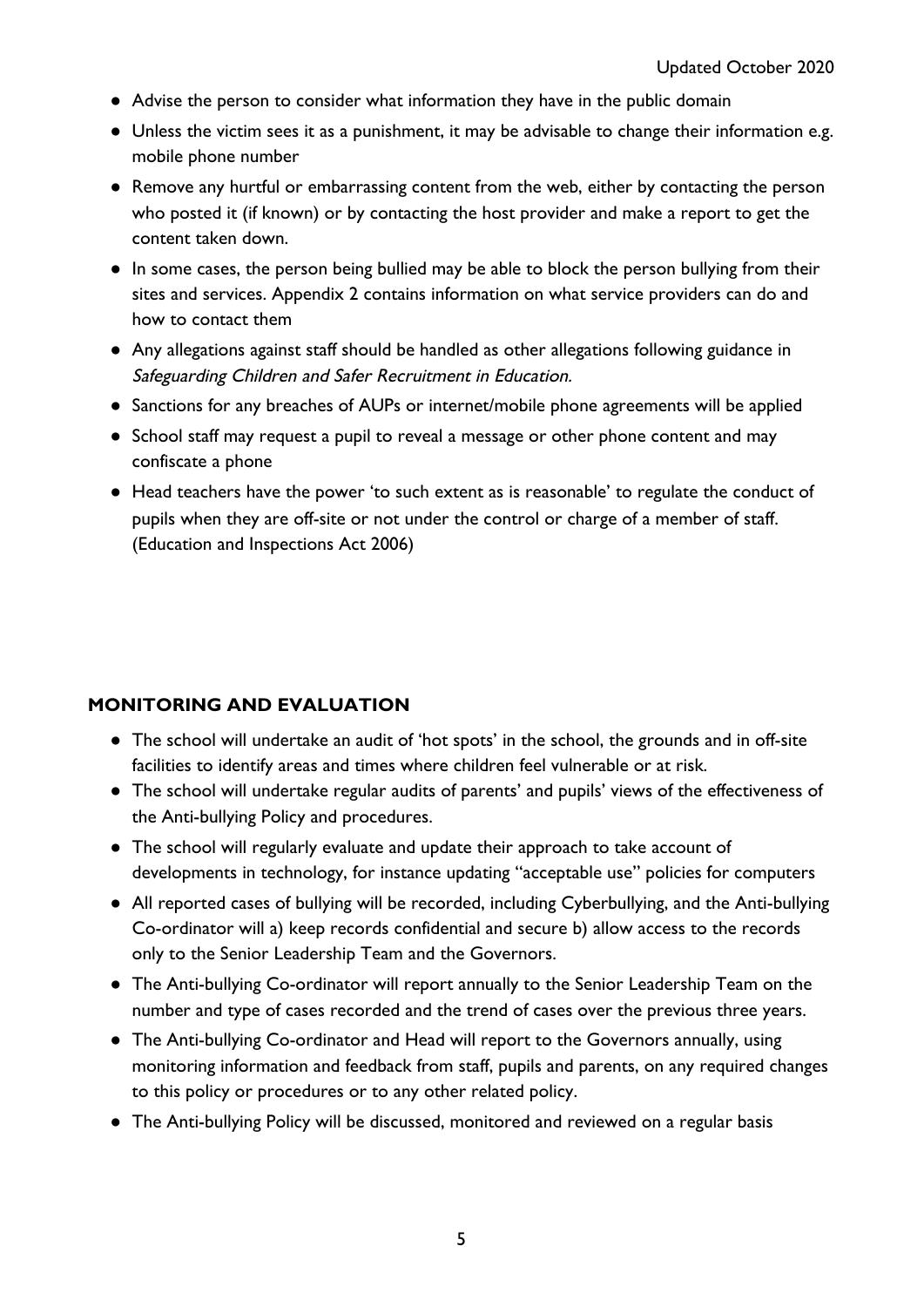- Advise the person to consider what information they have in the public domain
- Unless the victim sees it as a punishment, it may be advisable to change their information e.g. mobile phone number
- Remove any hurtful or embarrassing content from the web, either by contacting the person who posted it (if known) or by contacting the host provider and make a report to get the content taken down.
- In some cases, the person being bullied may be able to block the person bullying from their sites and services. Appendix 2 contains information on what service providers can do and how to contact them
- Any allegations against staff should be handled as other allegations following guidance in *Safeguarding Children and Safer Recruitment in Education.*
- Sanctions for any breaches of AUPs or internet/mobile phone agreements will be applied
- School staff may request a pupil to reveal a message or other phone content and may confiscate a phone
- Head teachers have the power 'to such extent as is reasonable' to regulate the conduct of pupils when they are off-site or not under the control or charge of a member of staff. (Education and Inspections Act 2006)

## MONITORING AND EVALUATION

- The school will undertake an audit of 'hot spots' in the school, the grounds and in off-site facilities to identify areas and times where children feel vulnerable or at risk.
- The school will undertake regular audits of parents' and pupils' views of the effectiveness of the Anti-bullying Policy and procedures.
- The school will regularly evaluate and update their approach to take account of developments in technology, for instance updating "acceptable use" policies for computers
- All reported cases of bullying will be recorded, including Cyberbullying, and the Anti-bullying Co-ordinator will a) keep records confidential and secure b) allow access to the records only to the Senior Leadership Team and the Governors.
- The Anti-bullying Co-ordinator will report annually to the Senior Leadership Team on the number and type of cases recorded and the trend of cases over the previous three years.
- The Anti-bullying Co-ordinator and Head will report to the Governors annually, using monitoring information and feedback from staff, pupils and parents, on any required changes to this policy or procedures or to any other related policy.
- The Anti-bullying Policy will be discussed, monitored and reviewed on a regular basis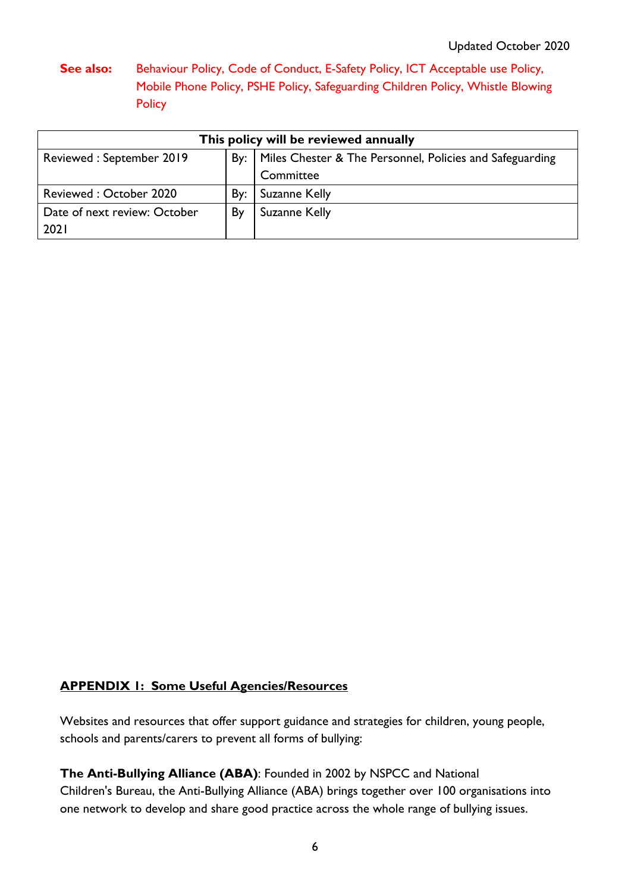Updated October 2020

**See also:** Behaviour Policy, Code of Conduct, E-Safety Policy, ICT Acceptable use Policy, Mobile Phone Policy, PSHE Policy, Safeguarding Children Policy, Whistle Blowing Policy

| This policy will be reviewed annually | | |
|---|---|---|
| Reviewed : September 2019 | By: | Miles Chester & The Personnel, Policies and Safeguarding Committee |
| Reviewed : October 2020 | By: | Suzanne Kelly |
| Date of next review: October 2021 | By | Suzanne Kelly |

## APPENDIX 1: Some Useful Agencies/Resources

Websites and resources that offer support guidance and strategies for children, young people, schools and parents/carers to prevent all forms of bullying:

**The Anti-Bullying Alliance (ABA)**: Founded in 2002 by NSPCC and National Children's Bureau, the Anti-Bullying Alliance (ABA) brings together over 100 organisations into one network to develop and share good practice across the whole range of bullying issues.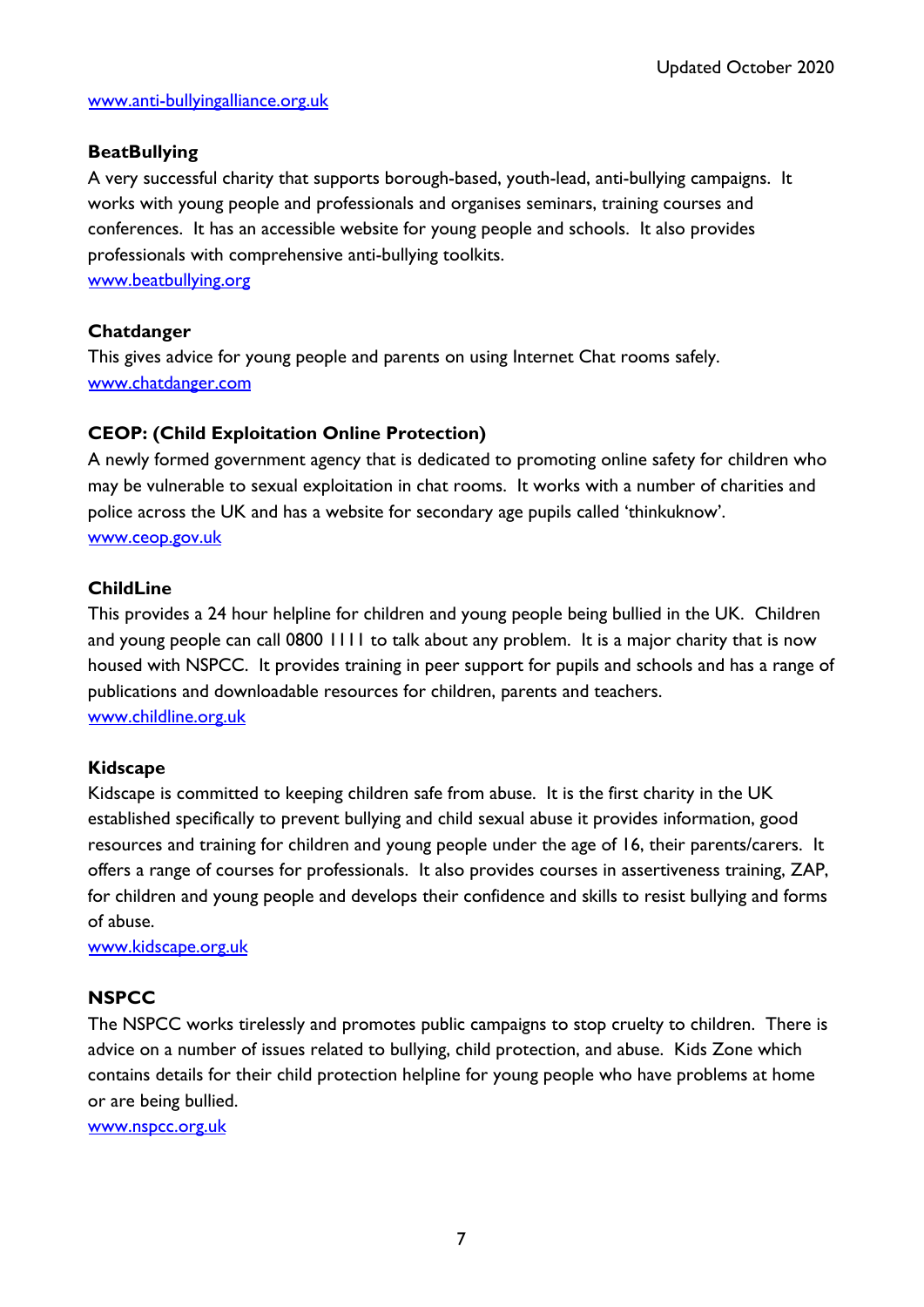www.anti-bullyingalliance.org.uk

**BeatBullying**

A very successful charity that supports borough-based, youth-lead, anti-bullying campaigns. It works with young people and professionals and organises seminars, training courses and conferences. It has an accessible website for young people and schools. It also provides professionals with comprehensive anti-bullying toolkits.

www.beatbullying.org

**Chatdanger**

This gives advice for young people and parents on using Internet Chat rooms safely.

www.chatdanger.com

**CEOP: (Child Exploitation Online Protection)**

A newly formed government agency that is dedicated to promoting online safety for children who may be vulnerable to sexual exploitation in chat rooms. It works with a number of charities and police across the UK and has a website for secondary age pupils called 'thinkuknow'.

www.ceop.gov.uk

**ChildLine**

This provides a 24 hour helpline for children and young people being bullied in the UK. Children and young people can call 0800 1111 to talk about any problem. It is a major charity that is now housed with NSPCC. It provides training in peer support for pupils and schools and has a range of publications and downloadable resources for children, parents and teachers.

www.childline.org.uk

**Kidscape**

Kidscape is committed to keeping children safe from abuse. It is the first charity in the UK established specifically to prevent bullying and child sexual abuse it provides information, good resources and training for children and young people under the age of 16, their parents/carers. It offers a range of courses for professionals. It also provides courses in assertiveness training, ZAP, for children and young people and develops their confidence and skills to resist bullying and forms of abuse.

www.kidscape.org.uk

**NSPCC**

The NSPCC works tirelessly and promotes public campaigns to stop cruelty to children. There is advice on a number of issues related to bullying, child protection, and abuse. Kids Zone which contains details for their child protection helpline for young people who have problems at home or are being bullied.

www.nspcc.org.uk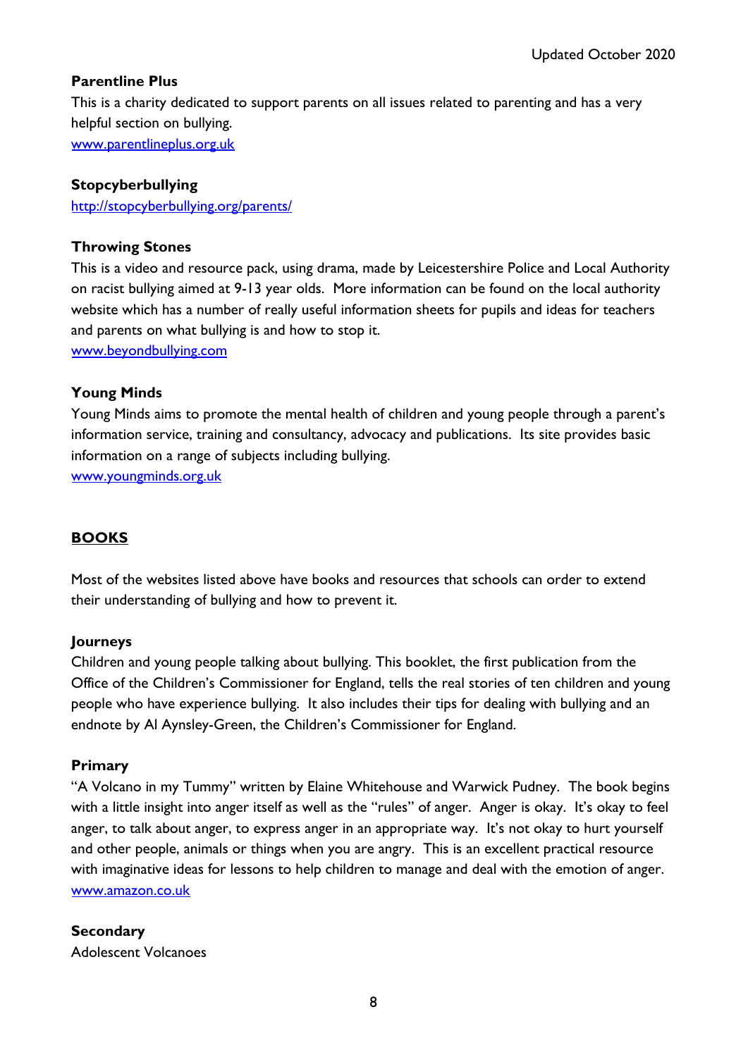**Parentline Plus**
This is a charity dedicated to support parents on all issues related to parenting and has a very helpful section on bullying.
[www.parentlineplus.org.uk](www.parentlineplus.org.uk)

**Stopcyberbullying**
[http://stopcyberbullying.org/parents/](http://stopcyberbullying.org/parents/)

**Throwing Stones**
This is a video and resource pack, using drama, made by Leicestershire Police and Local Authority on racist bullying aimed at 9-13 year olds. More information can be found on the local authority website which has a number of really useful information sheets for pupils and ideas for teachers and parents on what bullying is and how to stop it.
[www.beyondbullying.com](www.beyondbullying.com)

**Young Minds**
Young Minds aims to promote the mental health of children and young people through a parent's information service, training and consultancy, advocacy and publications. Its site provides basic information on a range of subjects including bullying.
[www.youngminds.org.uk](www.youngminds.org.uk)

## BOOKS

Most of the websites listed above have books and resources that schools can order to extend their understanding of bullying and how to prevent it.

**Journeys**
Children and young people talking about bullying. This booklet, the first publication from the Office of the Children's Commissioner for England, tells the real stories of ten children and young people who have experience bullying. It also includes their tips for dealing with bullying and an endnote by Al Aynsley-Green, the Children's Commissioner for England.

**Primary**
"A Volcano in my Tummy" written by Elaine Whitehouse and Warwick Pudney. The book begins with a little insight into anger itself as well as the "rules" of anger. Anger is okay. It's okay to feel anger, to talk about anger, to express anger in an appropriate way. It's not okay to hurt yourself and other people, animals or things when you are angry. This is an excellent practical resource with imaginative ideas for lessons to help children to manage and deal with the emotion of anger.
[www.amazon.co.uk](www.amazon.co.uk)

**Secondary**
Adolescent Volcanoes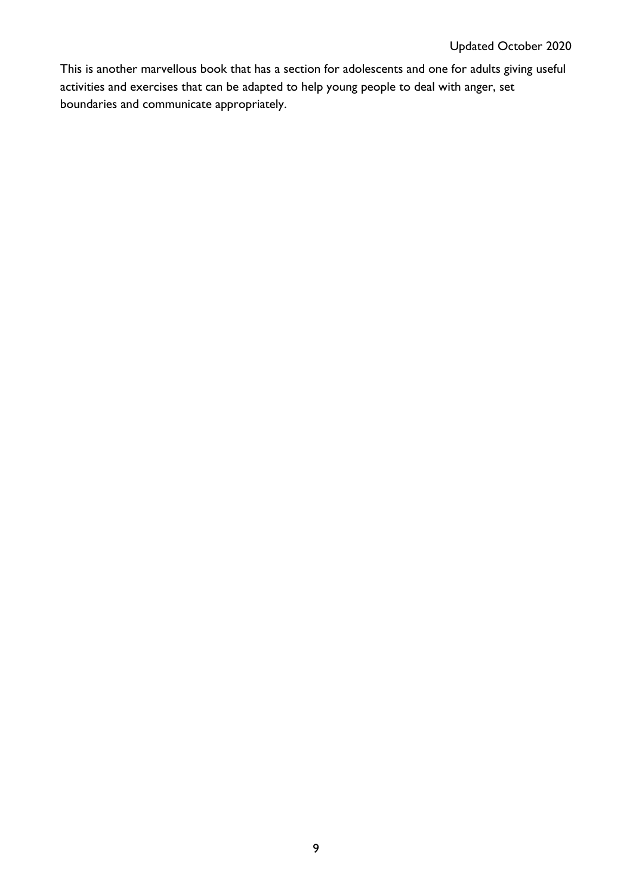This is another marvellous book that has a section for adolescents and one for adults giving useful activities and exercises that can be adapted to help young people to deal with anger, set boundaries and communicate appropriately.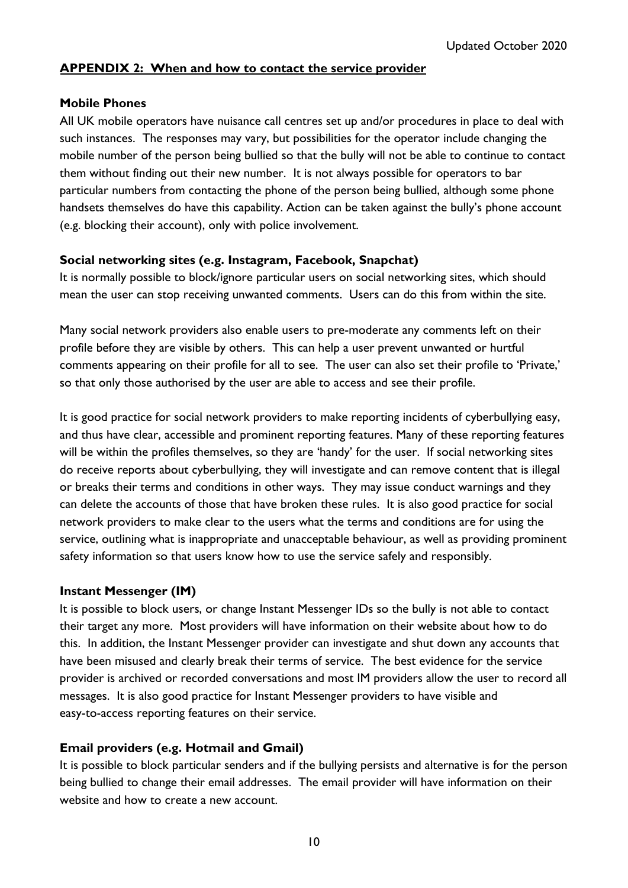## APPENDIX 2: When and how to contact the service provider

### Mobile Phones

All UK mobile operators have nuisance call centres set up and/or procedures in place to deal with such instances. The responses may vary, but possibilities for the operator include changing the mobile number of the person being bullied so that the bully will not be able to continue to contact them without finding out their new number. It is not always possible for operators to bar particular numbers from contacting the phone of the person being bullied, although some phone handsets themselves do have this capability. Action can be taken against the bully's phone account (e.g. blocking their account), only with police involvement.

### Social networking sites (e.g. Instagram, Facebook, Snapchat)

It is normally possible to block/ignore particular users on social networking sites, which should mean the user can stop receiving unwanted comments. Users can do this from within the site.

Many social network providers also enable users to pre-moderate any comments left on their profile before they are visible by others. This can help a user prevent unwanted or hurtful comments appearing on their profile for all to see. The user can also set their profile to 'Private,' so that only those authorised by the user are able to access and see their profile.

It is good practice for social network providers to make reporting incidents of cyberbullying easy, and thus have clear, accessible and prominent reporting features. Many of these reporting features will be within the profiles themselves, so they are 'handy' for the user. If social networking sites do receive reports about cyberbullying, they will investigate and can remove content that is illegal or breaks their terms and conditions in other ways. They may issue conduct warnings and they can delete the accounts of those that have broken these rules. It is also good practice for social network providers to make clear to the users what the terms and conditions are for using the service, outlining what is inappropriate and unacceptable behaviour, as well as providing prominent safety information so that users know how to use the service safely and responsibly.

### Instant Messenger (IM)

It is possible to block users, or change Instant Messenger IDs so the bully is not able to contact their target any more. Most providers will have information on their website about how to do this. In addition, the Instant Messenger provider can investigate and shut down any accounts that have been misused and clearly break their terms of service. The best evidence for the service provider is archived or recorded conversations and most IM providers allow the user to record all messages. It is also good practice for Instant Messenger providers to have visible and easy-to-access reporting features on their service.

### Email providers (e.g. Hotmail and Gmail)

It is possible to block particular senders and if the bullying persists and alternative is for the person being bullied to change their email addresses. The email provider will have information on their website and how to create a new account.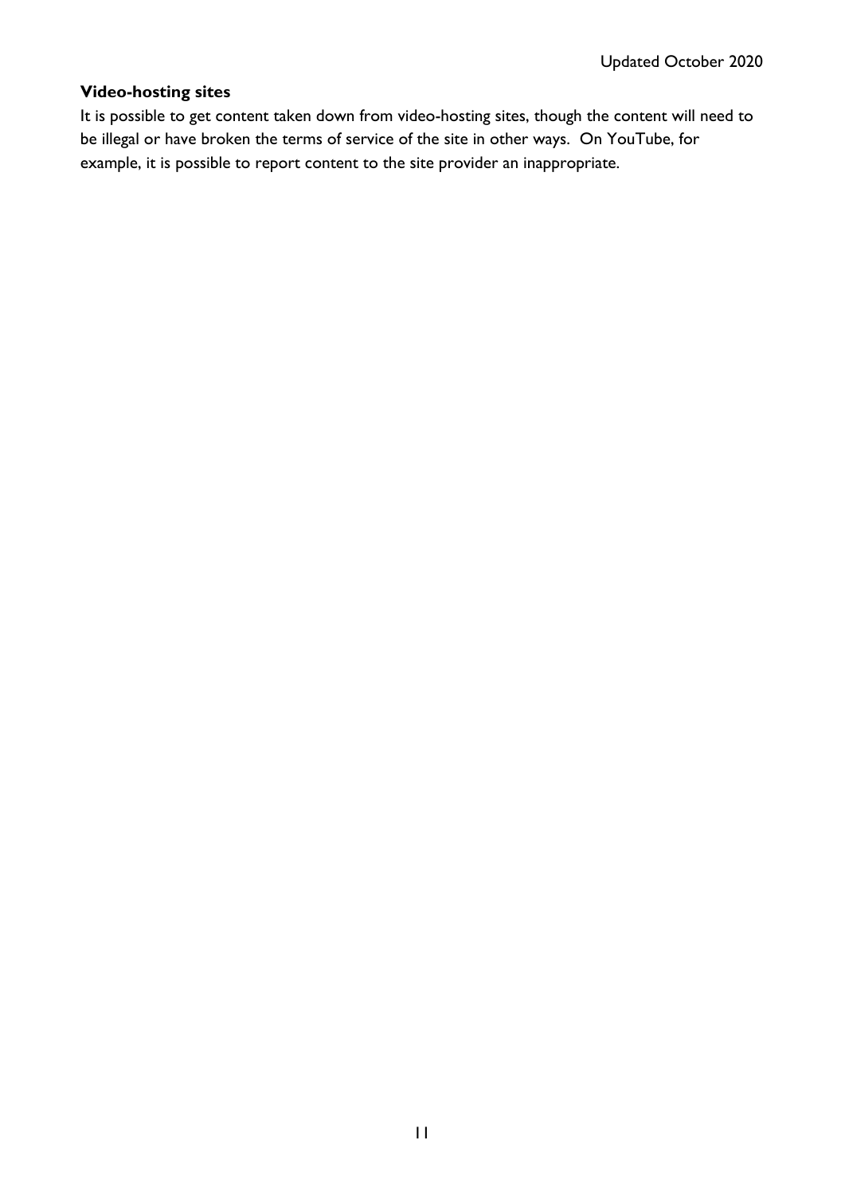### Video-hosting sites

It is possible to get content taken down from video-hosting sites, though the content will need to be illegal or have broken the terms of service of the site in other ways. On YouTube, for example, it is possible to report content to the site provider an inappropriate.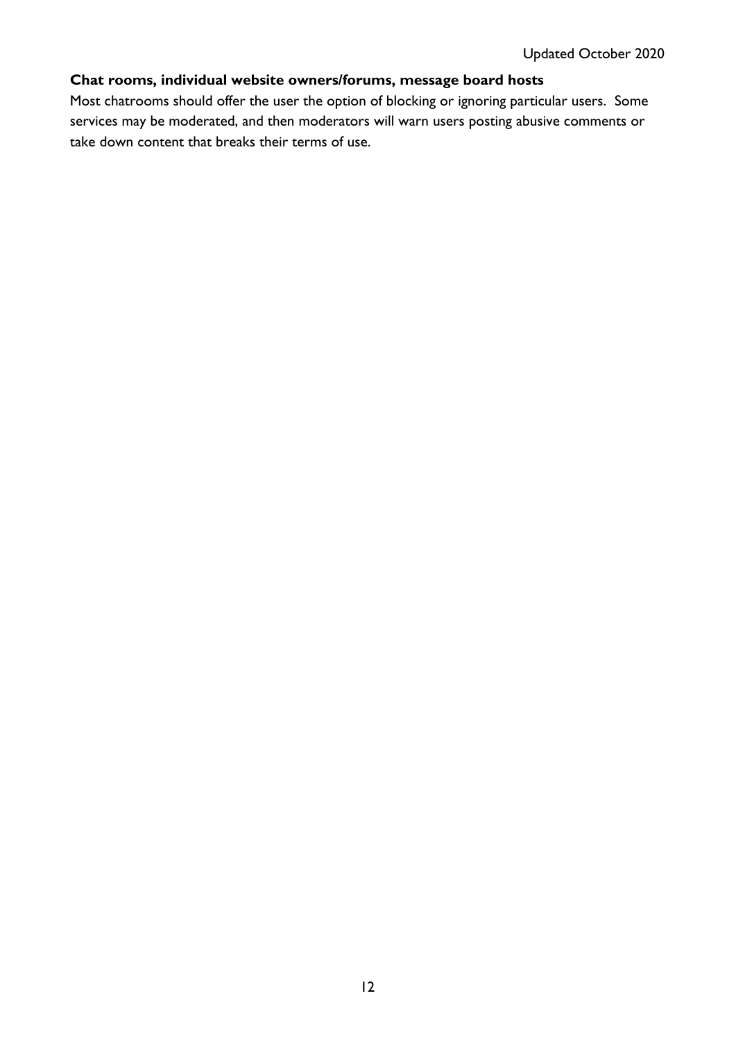**Chat rooms, individual website owners/forums, message board hosts**

Most chatrooms should offer the user the option of blocking or ignoring particular users. Some services may be moderated, and then moderators will warn users posting abusive comments or take down content that breaks their terms of use.